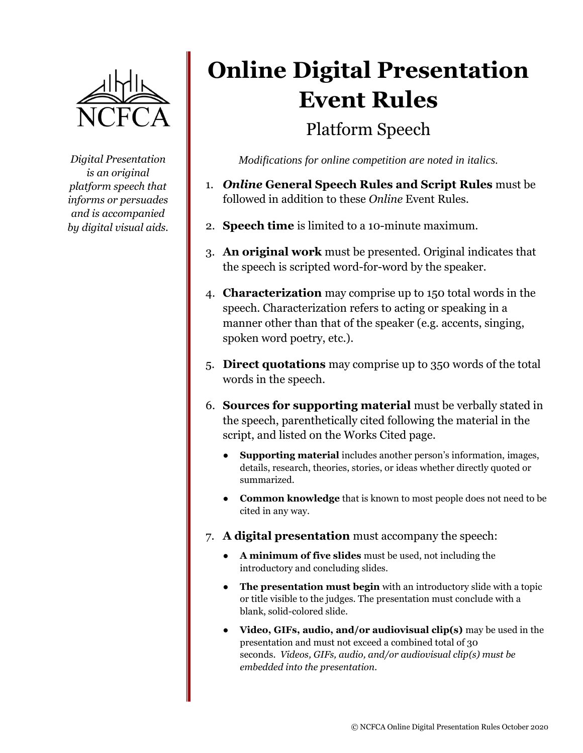NCFCA

*Digital Presentation is an original platform speech that informs or persuades and is accompanied by digital visual aids.*

# Online Digital Presentation Event Rules

## Platform Speech

*Modifications for online competition are noted in italics.*

1. ***Online* General Speech Rules and Script Rules** must be followed in addition to these *Online* Event Rules.
2. **Speech time** is limited to a 10-minute maximum.
3. **An original work** must be presented. Original indicates that the speech is scripted word-for-word by the speaker.
4. **Characterization** may comprise up to 150 total words in the speech. Characterization refers to acting or speaking in a manner other than that of the speaker (e.g. accents, singing, spoken word poetry, etc.).
5. **Direct quotations** may comprise up to 350 words of the total words in the speech.
6. **Sources for supporting material** must be verbally stated in the speech, parenthetically cited following the material in the script, and listed on the Works Cited page.
   - **Supporting material** includes another person's information, images, details, research, theories, stories, or ideas whether directly quoted or summarized.
   - **Common knowledge** that is known to most people does not need to be cited in any way.
7. **A digital presentation** must accompany the speech:
   - **A minimum of five slides** must be used, not including the introductory and concluding slides.
   - **The presentation must begin** with an introductory slide with a topic or title visible to the judges. The presentation must conclude with a blank, solid-colored slide.
   - **Video, GIFs, audio, and/or audiovisual clip(s)** may be used in the presentation and must not exceed a combined total of 30 seconds. *Videos, GIFs, audio, and/or audiovisual clip(s) must be embedded into the presentation.*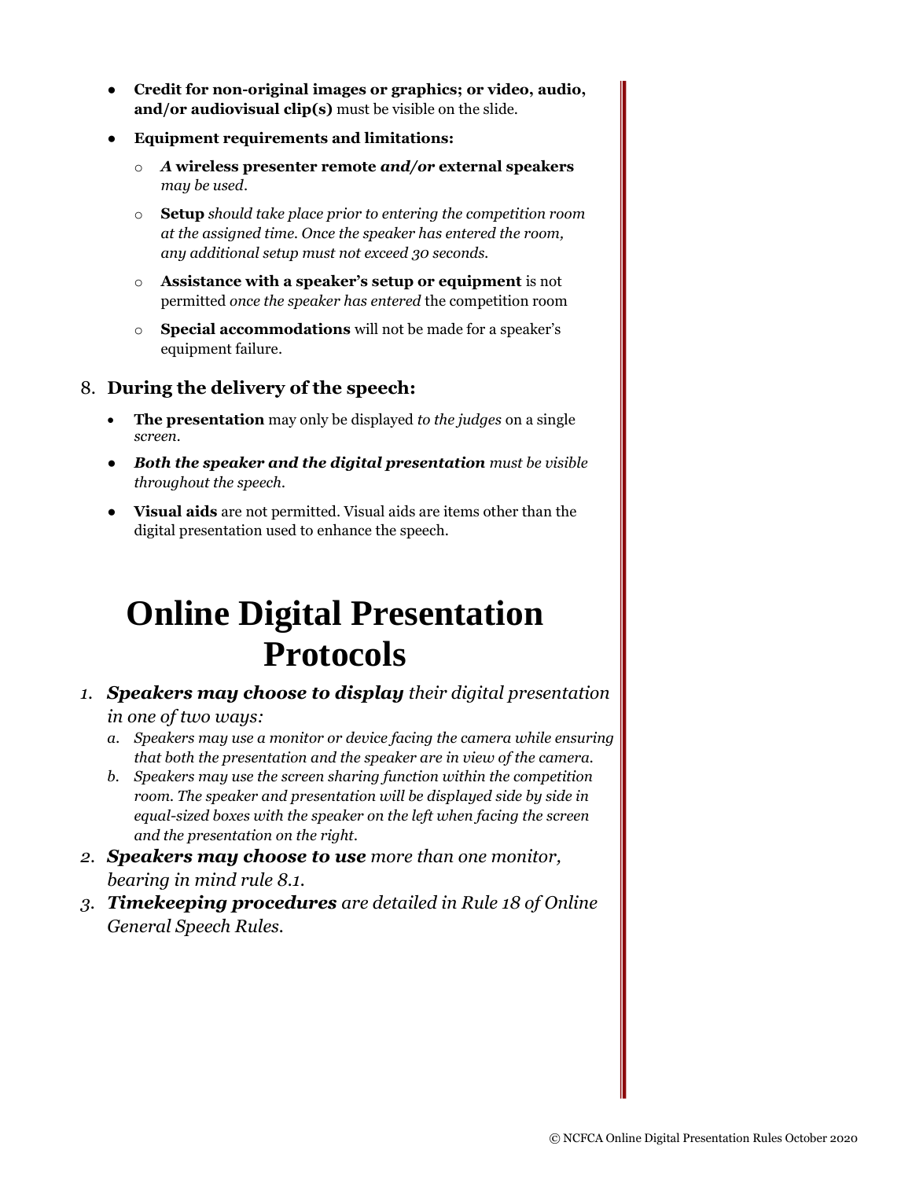- **Credit for non-original images or graphics; or video, audio, and/or audiovisual clip(s)** must be visible on the slide.
- **Equipment requirements and limitations:**
  - ***A*** **wireless presenter remote** ***and/or*** **external speakers** *may be used.*
  - **Setup** *should take place prior to entering the competition room at the assigned time. Once the speaker has entered the room, any additional setup must not exceed 30 seconds.*
  - **Assistance with a speaker's setup or equipment** is not permitted *once the speaker has entered* the competition room
  - **Special accommodations** will not be made for a speaker's equipment failure.

8. **During the delivery of the speech:**
   - **The presentation** may only be displayed *to the judges* on a single *screen.*
   - ***Both the speaker and the digital presentation*** *must be visible throughout the speech.*
   - **Visual aids** are not permitted. Visual aids are items other than the digital presentation used to enhance the speech.

# Online Digital Presentation Protocols

1. ***Speakers may choose to display*** *their digital presentation in one of two ways:*
   a. *Speakers may use a monitor or device facing the camera while ensuring that both the presentation and the speaker are in view of the camera.*
   b. *Speakers may use the screen sharing function within the competition room. The speaker and presentation will be displayed side by side in equal-sized boxes with the speaker on the left when facing the screen and the presentation on the right.*
2. ***Speakers may choose to use*** *more than one monitor, bearing in mind rule 8.1.*
3. ***Timekeeping procedures*** *are detailed in Rule 18 of Online General Speech Rules.*